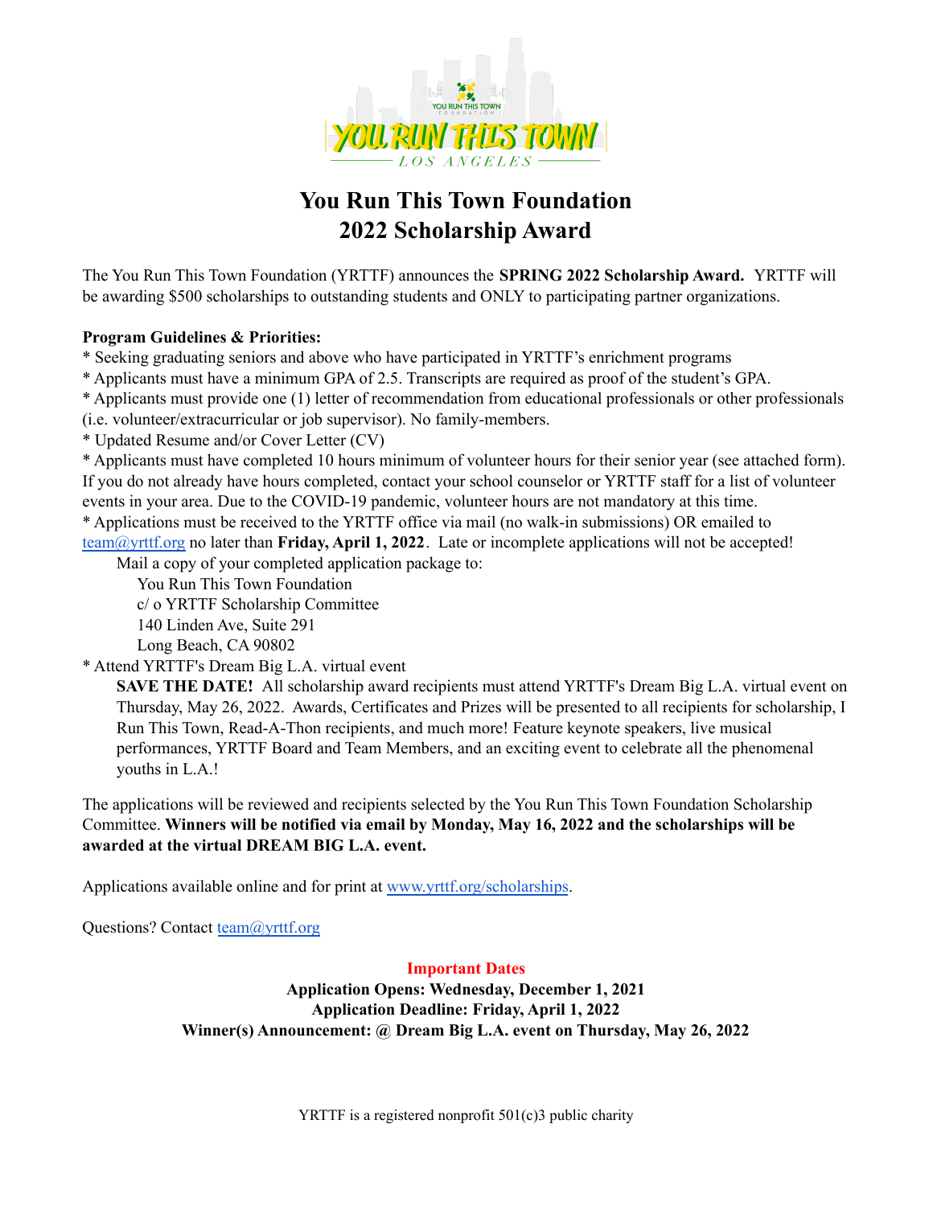# You Run This Town Foundation
# 2022 Scholarship Award

The You Run This Town Foundation (YRTTF) announces the **SPRING 2022 Scholarship Award.** YRTTF will be awarding $500 scholarships to outstanding students and ONLY to participating partner organizations.

**Program Guidelines & Priorities:**

* Seeking graduating seniors and above who have participated in YRTTF's enrichment programs
* Applicants must have a minimum GPA of 2.5. Transcripts are required as proof of the student's GPA.
* Applicants must provide one (1) letter of recommendation from educational professionals or other professionals (i.e. volunteer/extracurricular or job supervisor). No family-members.
* Updated Resume and/or Cover Letter (CV)
* Applicants must have completed 10 hours minimum of volunteer hours for their senior year (see attached form). If you do not already have hours completed, contact your school counselor or YRTTF staff for a list of volunteer events in your area. Due to the COVID-19 pandemic, volunteer hours are not mandatory at this time.
* Applications must be received to the YRTTF office via mail (no walk-in submissions) OR emailed to team@yrttf.org no later than **Friday, April 1, 2022**. Late or incomplete applications will not be accepted!

  Mail a copy of your completed application package to:

  You Run This Town Foundation
  c/ o YRTTF Scholarship Committee
  140 Linden Ave, Suite 291
  Long Beach, CA 90802

* Attend YRTTF's Dream Big L.A. virtual event

  **SAVE THE DATE!** All scholarship award recipients must attend YRTTF's Dream Big L.A. virtual event on Thursday, May 26, 2022. Awards, Certificates and Prizes will be presented to all recipients for scholarship, I Run This Town, Read-A-Thon recipients, and much more! Feature keynote speakers, live musical performances, YRTTF Board and Team Members, and an exciting event to celebrate all the phenomenal youths in L.A.!

The applications will be reviewed and recipients selected by the You Run This Town Foundation Scholarship Committee. **Winners will be notified via email by Monday, May 16, 2022 and the scholarships will be awarded at the virtual DREAM BIG L.A. event.**

Applications available online and for print at www.yrttf.org/scholarships.

Questions? Contact team@yrttf.org

**Important Dates**

**Application Opens: Wednesday, December 1, 2021**
**Application Deadline: Friday, April 1, 2022**
**Winner(s) Announcement: @ Dream Big L.A. event on Thursday, May 26, 2022**

YRTTF is a registered nonprofit 501(c)3 public charity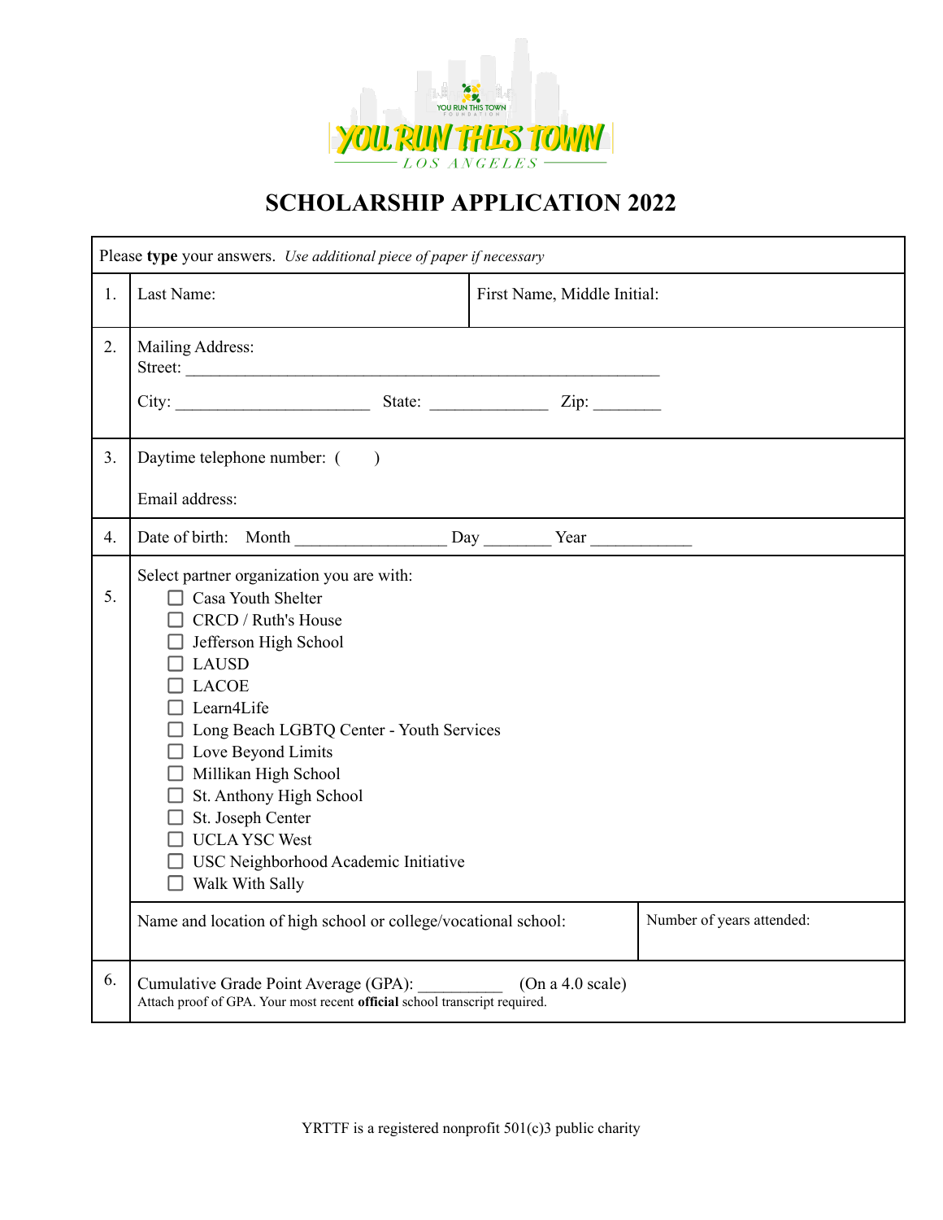# SCHOLARSHIP APPLICATION 2022

| Please **type** your answers. *Use additional piece of paper if necessary* | | |
|---|---|---|
| 1. | Last Name: | First Name, Middle Initial: |
| 2. | Mailing Address:<br>Street: ___________________________________________________________<br>City: ________________________ State: ______________ Zip: ________ | |
| 3. | Daytime telephone number: (     )<br>Email address: | |
| 4. | Date of birth: Month __________________ Day ________ Year ____________ | |
| 5. | Select partner organization you are with:<br>☐ Casa Youth Shelter<br>☐ CRCD / Ruth's House<br>☐ Jefferson High School<br>☐ LAUSD<br>☐ LACOE<br>☐ Learn4Life<br>☐ Long Beach LGBTQ Center - Youth Services<br>☐ Love Beyond Limits<br>☐ Millikan High School<br>☐ St. Anthony High School<br>☐ St. Joseph Center<br>☐ UCLA YSC West<br>☐ USC Neighborhood Academic Initiative<br>☐ Walk With Sally | |
| | Name and location of high school or college/vocational school: | Number of years attended: |
| 6. | Cumulative Grade Point Average (GPA): __________ (On a 4.0 scale)<br>Attach proof of GPA. Your most recent **official** school transcript required. | |

YRTTF is a registered nonprofit 501(c)3 public charity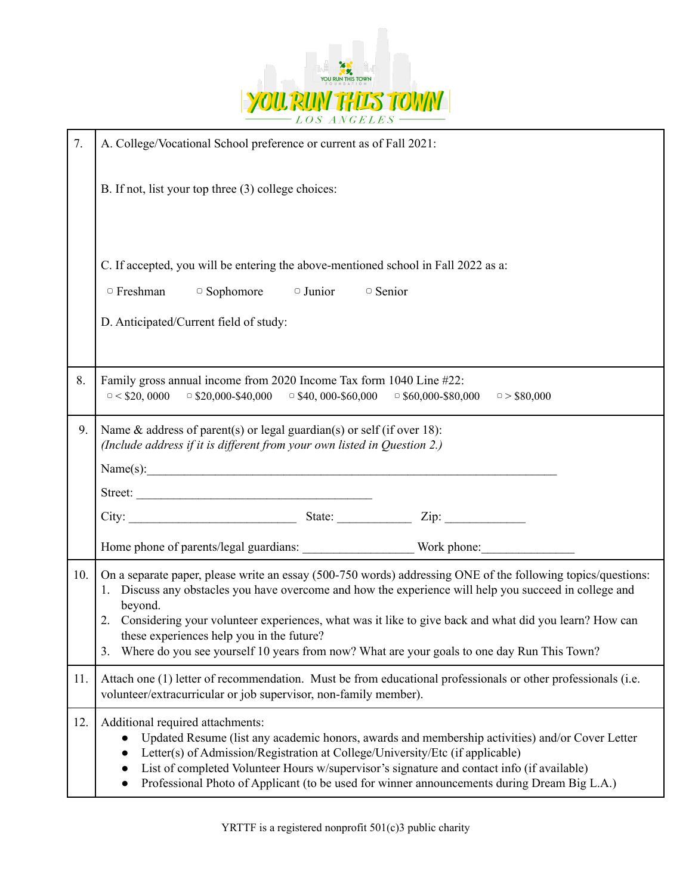| | |
|---|---|
| 7. | A. College/Vocational School preference or current as of Fall 2021:<br><br>B. If not, list your top three (3) college choices:<br><br>C. If accepted, you will be entering the above-mentioned school in Fall 2022 as a:<br>▢ Freshman ▢ Sophomore ▢ Junior ▢ Senior<br><br>D. Anticipated/Current field of study: |
| 8. | Family gross annual income from 2020 Income Tax form 1040 Line #22:<br>▢ < $20, 0000 ▢ $20,000-$40,000 ▢ $40, 000-$60,000 ▢ $60,000-$80,000 ▢ > $80,000 |
| 9. | Name & address of parent(s) or legal guardian(s) or self (if over 18):<br>*(Include address if it is different from your own listed in Question 2.)*<br>Name(s):____________________________________________________________________<br>Street: ______________________________________<br>City: ___________________________ State: ___________ Zip: _____________<br>Home phone of parents/legal guardians: __________________ Work phone:_______________ |
| 10. | On a separate paper, please write an essay (500-750 words) addressing ONE of the following topics/questions:<br>1. Discuss any obstacles you have overcome and how the experience will help you succeed in college and beyond.<br>2. Considering your volunteer experiences, what was it like to give back and what did you learn? How can these experiences help you in the future?<br>3. Where do you see yourself 10 years from now? What are your goals to one day Run This Town? |
| 11. | Attach one (1) letter of recommendation. Must be from educational professionals or other professionals (i.e. volunteer/extracurricular or job supervisor, non-family member). |
| 12. | Additional required attachments:<br>• Updated Resume (list any academic honors, awards and membership activities) and/or Cover Letter<br>• Letter(s) of Admission/Registration at College/University/Etc (if applicable)<br>• List of completed Volunteer Hours w/supervisor's signature and contact info (if available)<br>• Professional Photo of Applicant (to be used for winner announcements during Dream Big L.A.) |

YRTTF is a registered nonprofit 501(c)3 public charity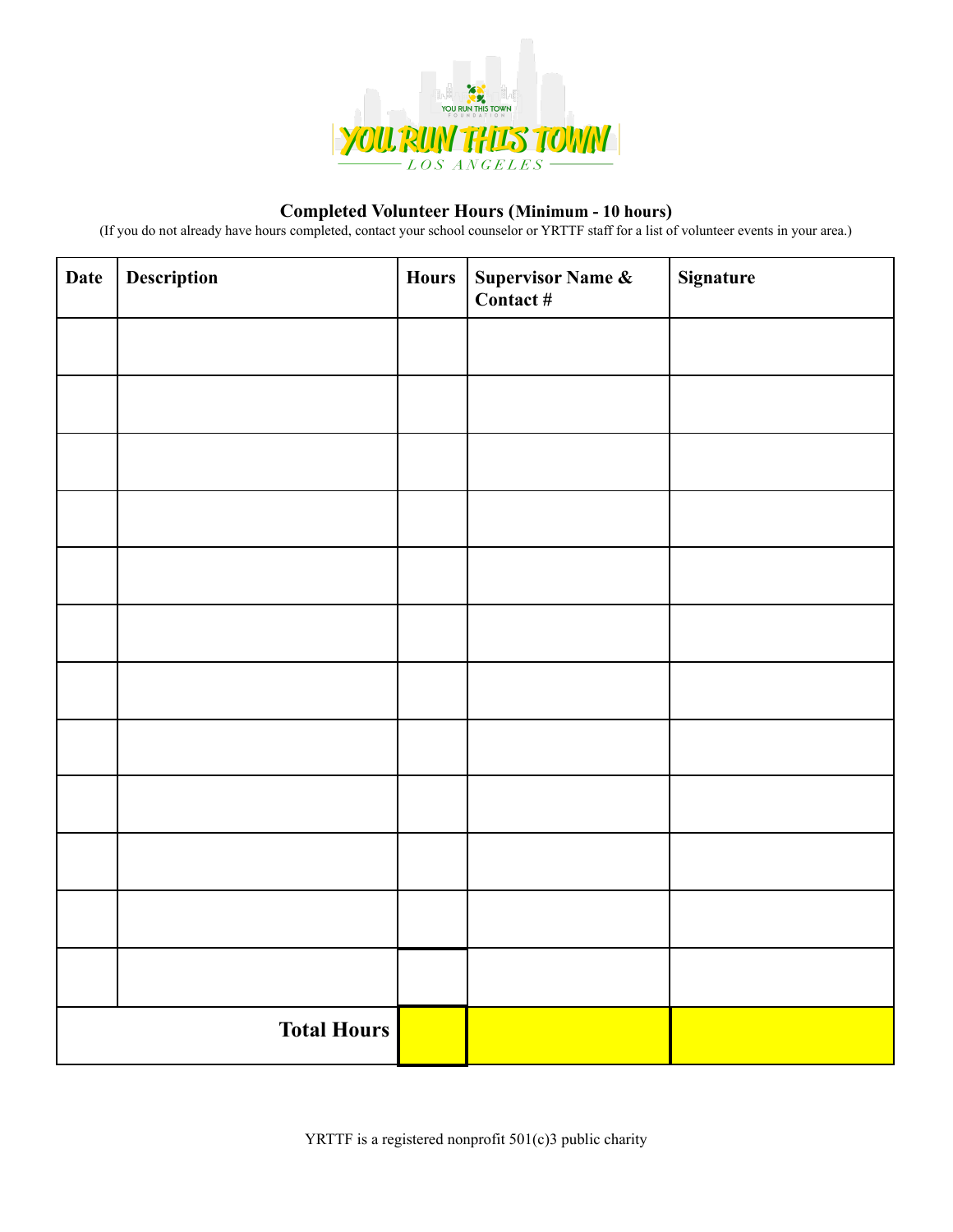**Completed Volunteer Hours (Minimum - 10 hours)**

(If you do not already have hours completed, contact your school counselor or YRTTF staff for a list of volunteer events in your area.)

| Date | Description | Hours | Supervisor Name & Contact # | Signature |
|---|---|---|---|---|
| | | | | |
| | | | | |
| | | | | |
| | | | | |
| | | | | |
| | | | | |
| | | | | |
| | | | | |
| | | | | |
| | | | | |
| | | | | |
| | | | | |
| | **Total Hours** | | | |

YRTTF is a registered nonprofit 501(c)3 public charity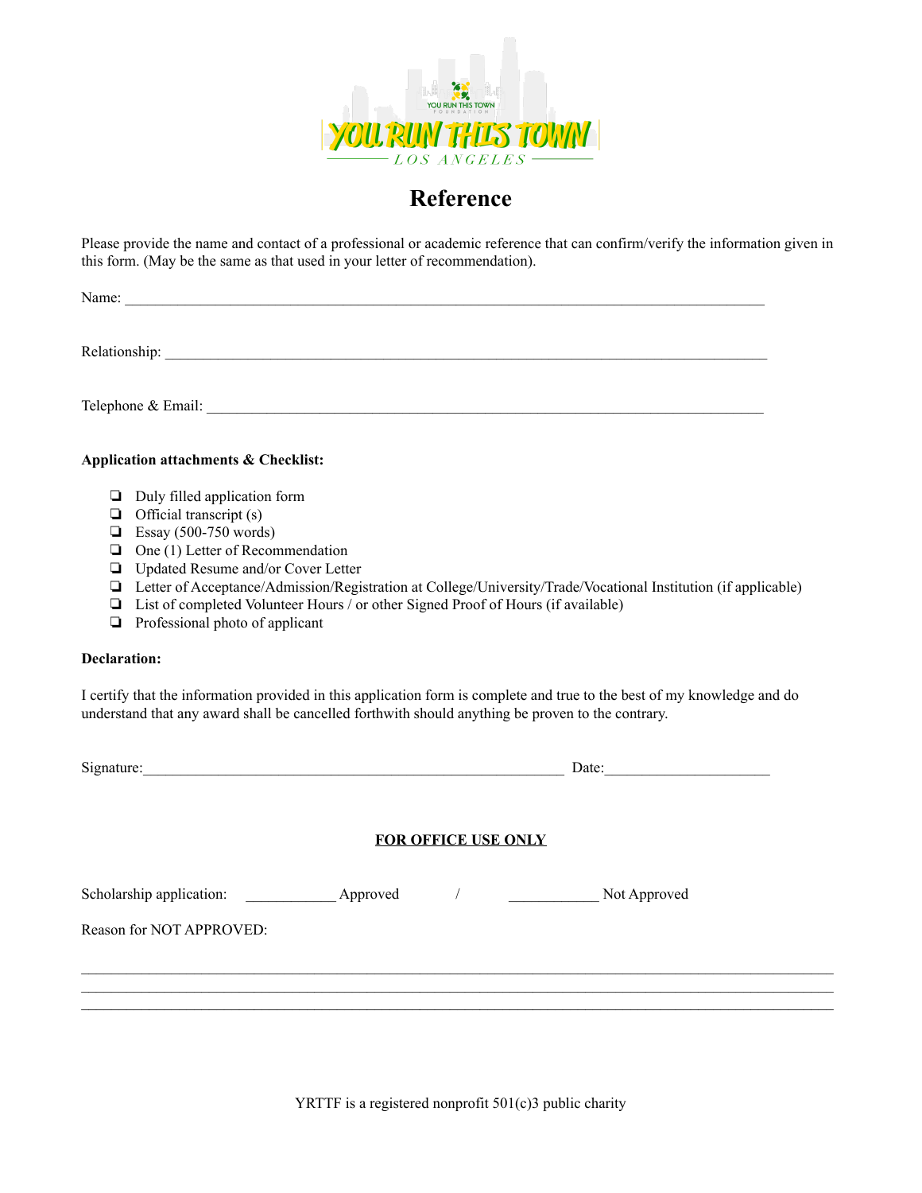# Reference

Please provide the name and contact of a professional or academic reference that can confirm/verify the information given in this form. (May be the same as that used in your letter of recommendation).

Name: ___________________________________________________________________________________

Relationship: ________________________________________________________________________________

Telephone & Email: ___________________________________________________________________________

**Application attachments & Checklist:**

- ❏ Duly filled application form
- ❏ Official transcript (s)
- ❏ Essay (500-750 words)
- ❏ One (1) Letter of Recommendation
- ❏ Updated Resume and/or Cover Letter
- ❏ Letter of Acceptance/Admission/Registration at College/University/Trade/Vocational Institution (if applicable)
- ❏ List of completed Volunteer Hours / or other Signed Proof of Hours (if available)
- ❏ Professional photo of applicant

**Declaration:**

I certify that the information provided in this application form is complete and true to the best of my knowledge and do understand that any award shall be cancelled forthwith should anything be proven to the contrary.

Signature:_________________________________________________________ Date:______________________

**FOR OFFICE USE ONLY**

Scholarship application: ____________ Approved / ____________ Not Approved

Reason for NOT APPROVED:

_____________________________________________________________________________________________________
_____________________________________________________________________________________________________
_____________________________________________________________________________________________________

YRTTF is a registered nonprofit 501(c)3 public charity